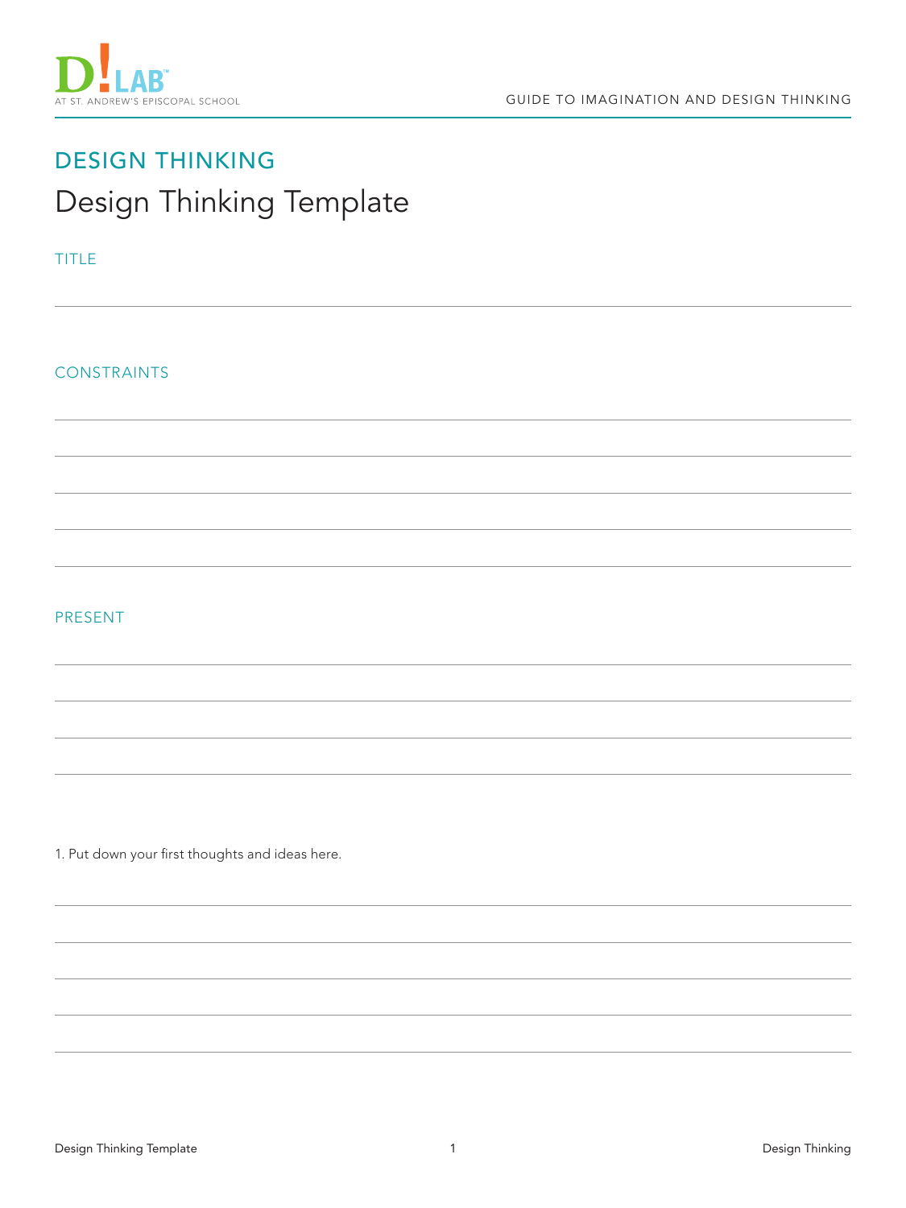## DESIGN THINKING

# Design Thinking Template

TITLE

CONSTRAINTS

PRESENT

1. Put down your first thoughts and ideas here.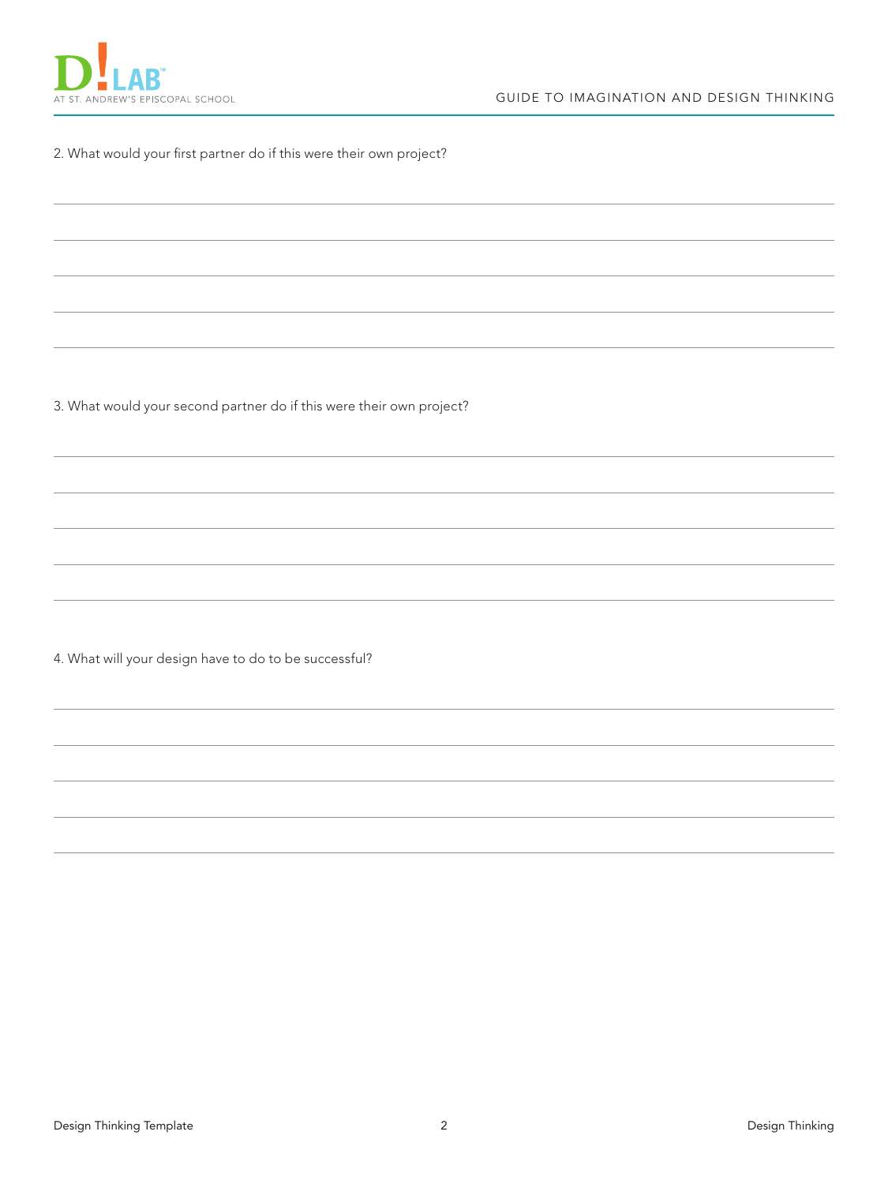2. What would your first partner do if this were their own project?

3. What would your second partner do if this were their own project?

4. What will your design have to do to be successful?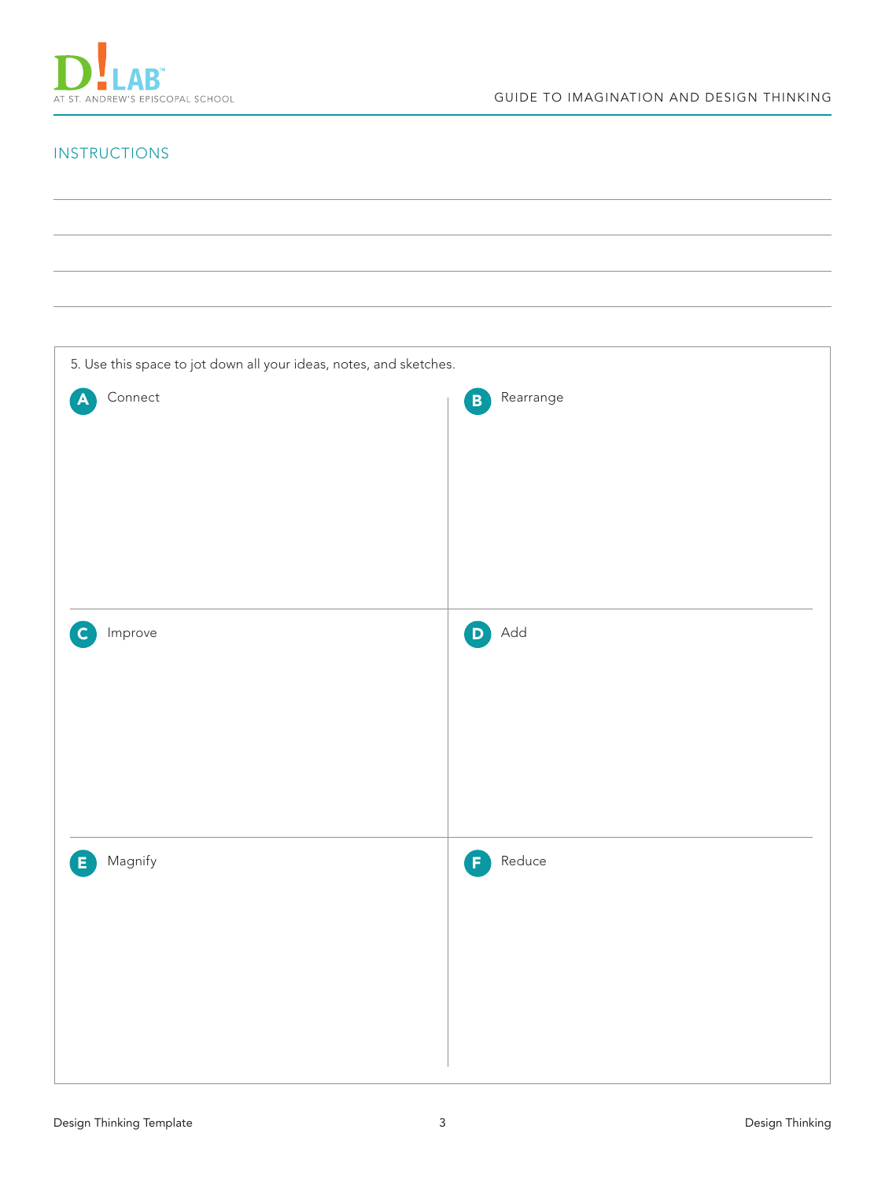## INSTRUCTIONS

5. Use this space to jot down all your ideas, notes, and sketches.

**A** Connect

**B** Rearrange

**C** Improve

**D** Add

**E** Magnify

**F** Reduce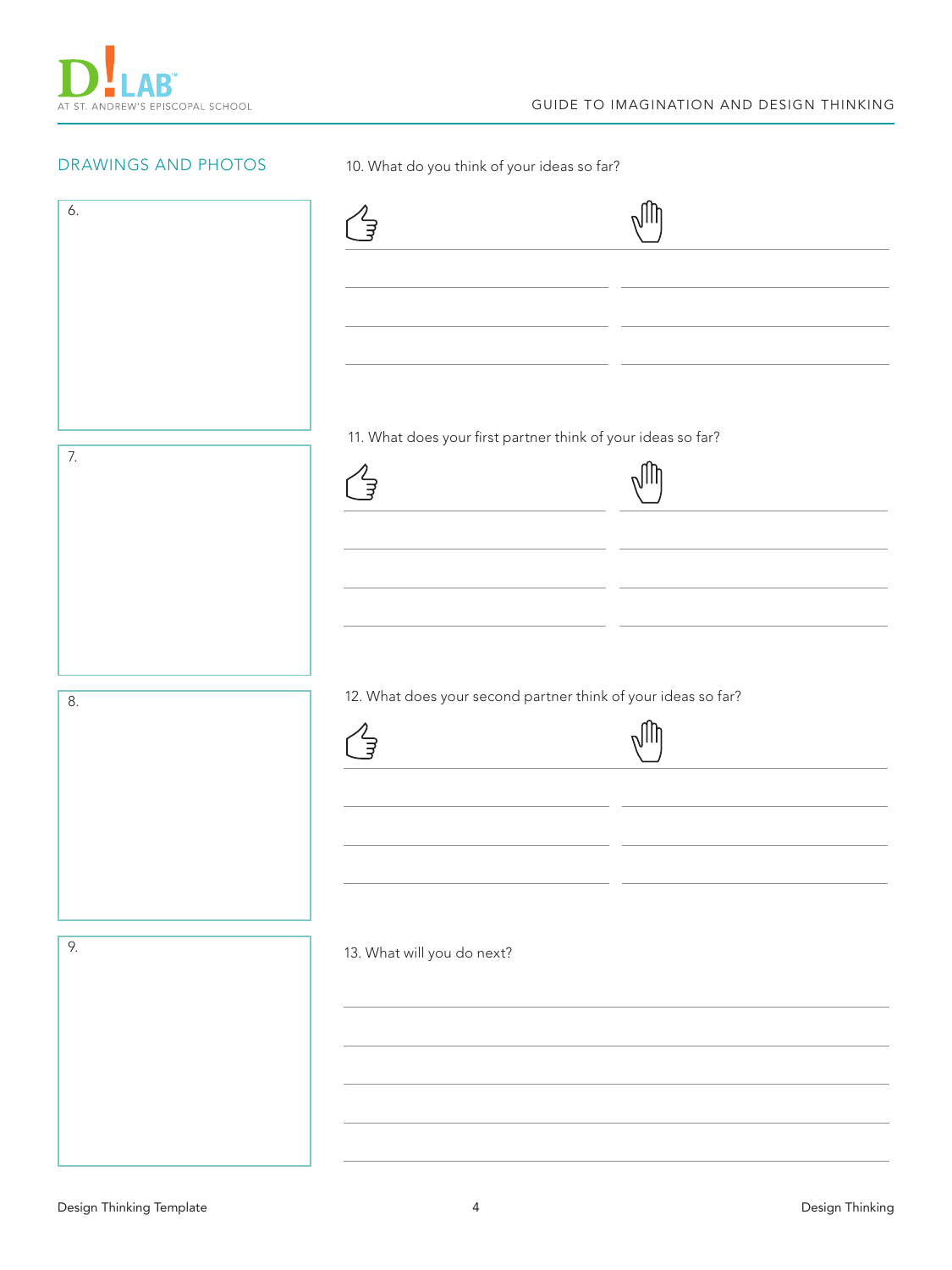## DRAWINGS AND PHOTOS

6.

7.

8.

9.

10. What do you think of your ideas so far?

11. What does your first partner think of your ideas so far?

12. What does your second partner think of your ideas so far?

13. What will you do next?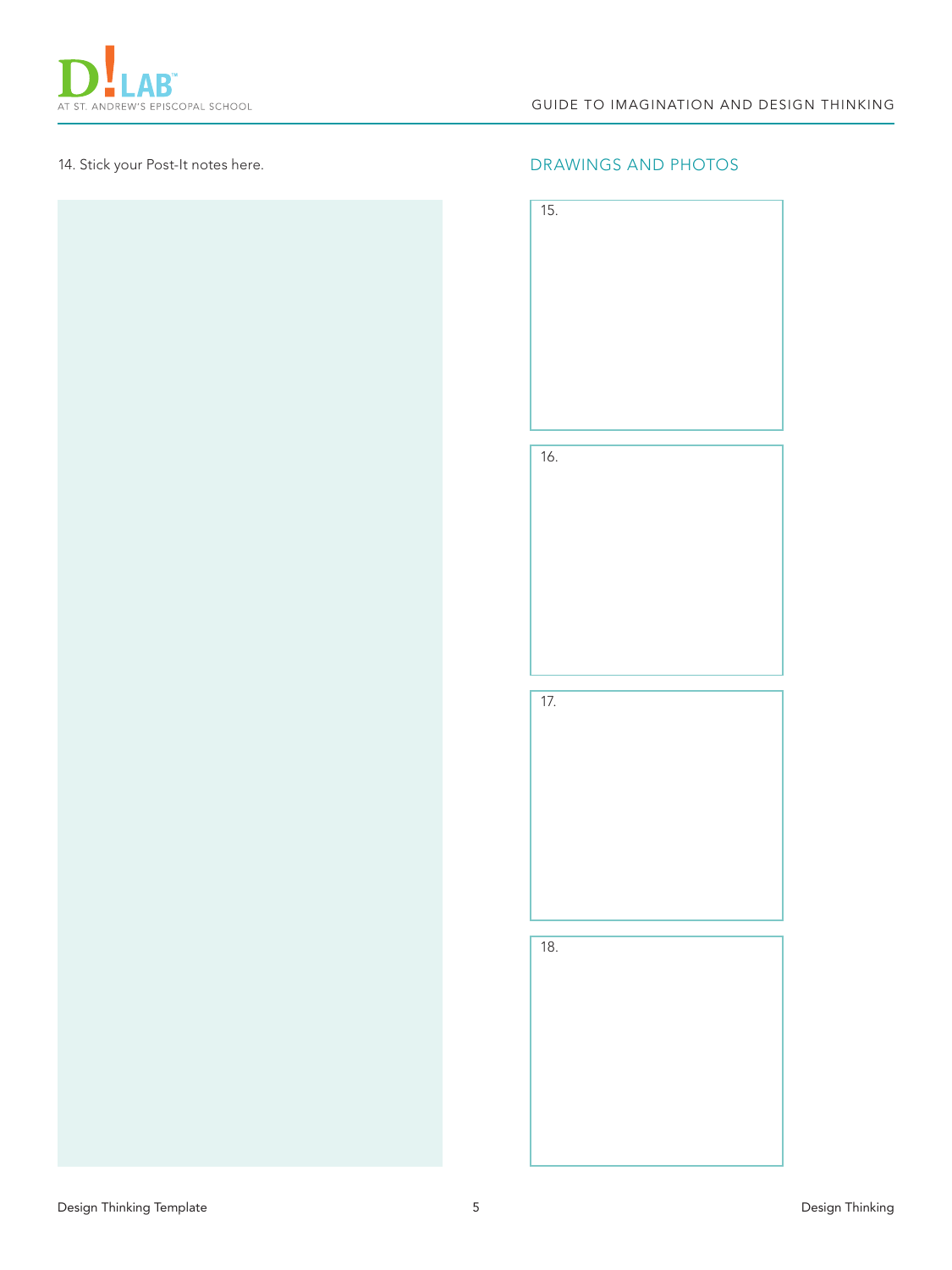14. Stick your Post-It notes here.

## DRAWINGS AND PHOTOS

15.

16.

17.

18.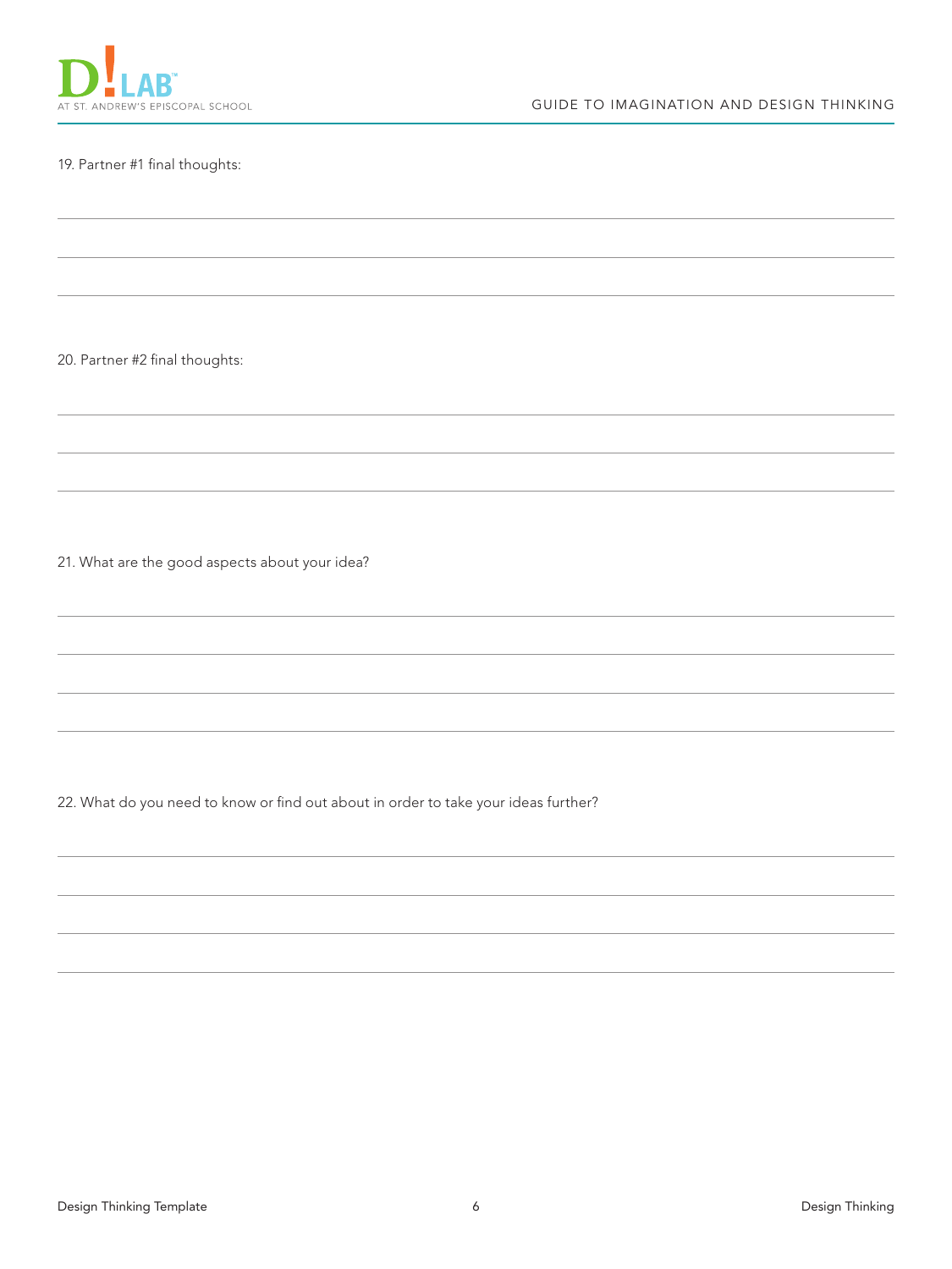19. Partner #1 final thoughts:

20. Partner #2 final thoughts:

21. What are the good aspects about your idea?

22. What do you need to know or find out about in order to take your ideas further?